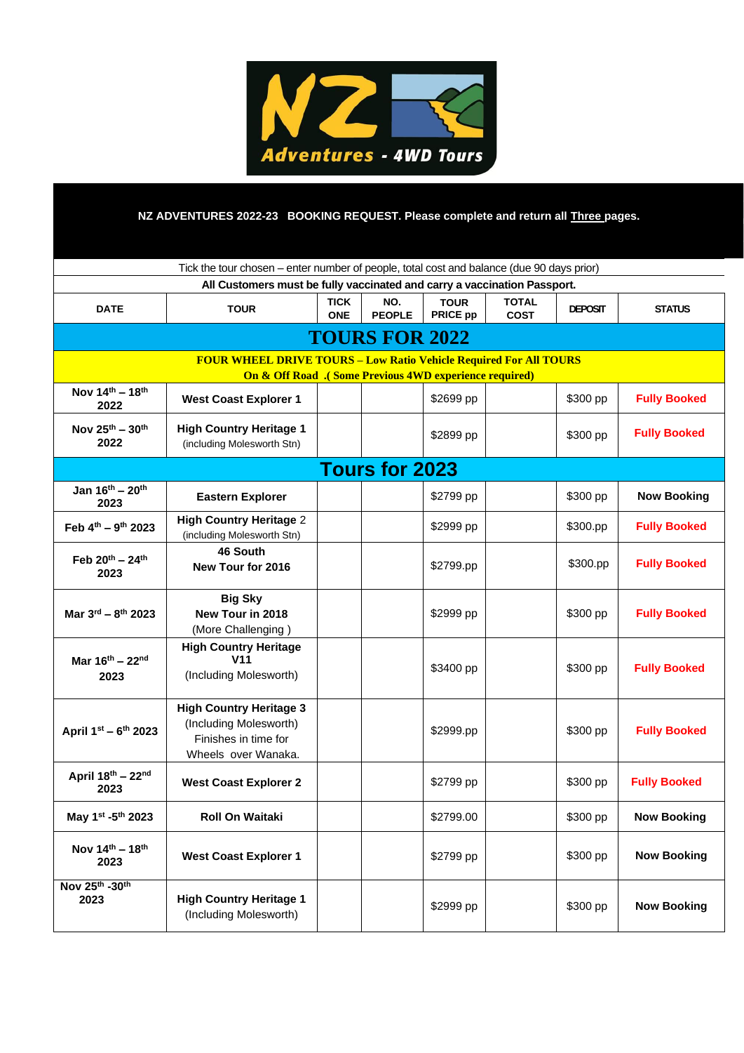NZ Adventures - 4WD Tours

**NZ ADVENTURES 2022-23 BOOKING REQUEST. Please complete and return all Three pages.**

Tick the tour chosen – enter number of people, total cost and balance (due 90 days prior)

**All Customers must be fully vaccinated and carry a vaccination Passport.**

| DATE | TOUR | TICK ONE | NO. PEOPLE | TOUR PRICE pp | TOTAL COST | DEPOSIT | STATUS |
|---|---|---|---|---|---|---|---|
| **TOURS FOR 2022** | | | | | | | |
| **FOUR WHEEL DRIVE TOURS – Low Ratio Vehicle Required For All TOURS On & Off Road .( Some Previous 4WD experience required)** | | | | | | | |
| Nov 14th – 18th 2022 | West Coast Explorer 1 | | | $2699 pp | | $300 pp | Fully Booked |
| Nov 25th – 30th 2022 | High Country Heritage 1 (including Molesworth Stn) | | | $2899 pp | | $300 pp | Fully Booked |
| **Tours for 2023** | | | | | | | |
| Jan 16th – 20th 2023 | Eastern Explorer | | | $2799 pp | | $300 pp | Now Booking |
| Feb 4th – 9th 2023 | High Country Heritage 2 (including Molesworth Stn) | | | $2999 pp | | $300.pp | Fully Booked |
| Feb 20th – 24th 2023 | 46 South New Tour for 2016 | | | $2799.pp | | $300.pp | Fully Booked |
| Mar 3rd – 8th 2023 | Big Sky New Tour in 2018 (More Challenging ) | | | $2999 pp | | $300 pp | Fully Booked |
| Mar 16th – 22nd 2023 | High Country Heritage V11 (Including Molesworth) | | | $3400 pp | | $300 pp | Fully Booked |
| April 1st – 6th 2023 | High Country Heritage 3 (Including Molesworth) Finishes in time for Wheels over Wanaka. | | | $2999.pp | | $300 pp | Fully Booked |
| April 18th – 22nd 2023 | West Coast Explorer 2 | | | $2799 pp | | $300 pp | Fully Booked |
| May 1st -5th 2023 | Roll On Waitaki | | | $2799.00 | | $300 pp | Now Booking |
| Nov 14th – 18th 2023 | West Coast Explorer 1 | | | $2799 pp | | $300 pp | Now Booking |
| Nov 25th -30th 2023 | High Country Heritage 1 (Including Molesworth) | | | $2999 pp | | $300 pp | Now Booking |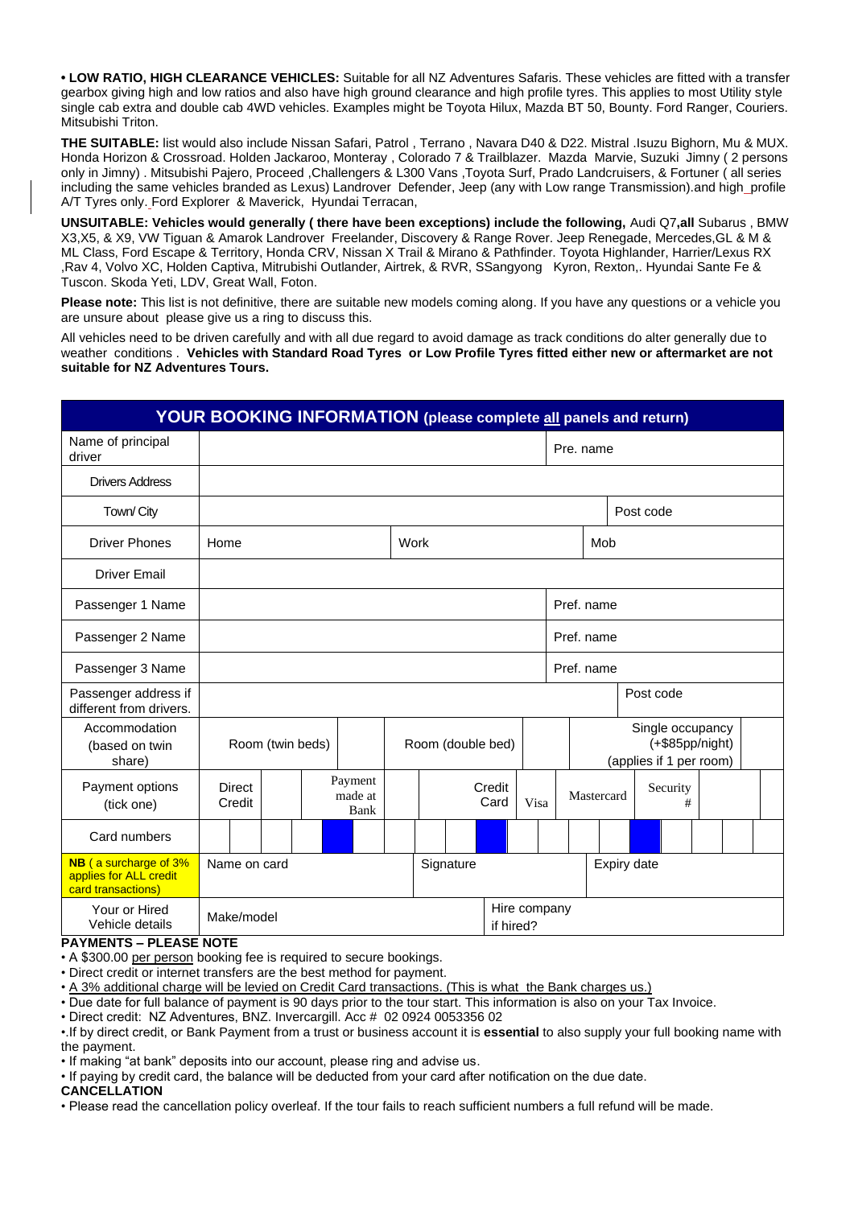**• LOW RATIO, HIGH CLEARANCE VEHICLES:** Suitable for all NZ Adventures Safaris. These vehicles are fitted with a transfer gearbox giving high and low ratios and also have high ground clearance and high profile tyres. This applies to most Utility style single cab extra and double cab 4WD vehicles. Examples might be Toyota Hilux, Mazda BT 50, Bounty. Ford Ranger, Couriers. Mitsubishi Triton.

**THE SUITABLE:** list would also include Nissan Safari, Patrol , Terrano , Navara D40 & D22. Mistral .Isuzu Bighorn, Mu & MUX. Honda Horizon & Crossroad. Holden Jackaroo, Monteray , Colorado 7 & Trailblazer. Mazda Marvie, Suzuki Jimny ( 2 persons only in Jimny) . Mitsubishi Pajero, Proceed ,Challengers & L300 Vans ,Toyota Surf, Prado Landcruisers, & Fortuner ( all series including the same vehicles branded as Lexus) Landrover Defender, Jeep (any with Low range Transmission).and high profile A/T Tyres only. Ford Explorer & Maverick, Hyundai Terracan,

**UNSUITABLE: Vehicles would generally ( there have been exceptions) include the following,** Audi Q7,**all** Subarus , BMW X3,X5, & X9, VW Tiguan & Amarok Landrover Freelander, Discovery & Range Rover. Jeep Renegade, Mercedes,GL & M & ML Class, Ford Escape & Territory, Honda CRV, Nissan X Trail & Mirano & Pathfinder. Toyota Highlander, Harrier/Lexus RX ,Rav 4, Volvo XC, Holden Captiva, Mitrubishi Outlander, Airtrek, & RVR, SSangyong Kyron, Rexton,. Hyundai Sante Fe & Tuscon. Skoda Yeti, LDV, Great Wall, Foton.

**Please note:** This list is not definitive, there are suitable new models coming along. If you have any questions or a vehicle you are unsure about please give us a ring to discuss this.

All vehicles need to be driven carefully and with all due regard to avoid damage as track conditions do alter generally due to weather conditions . **Vehicles with Standard Road Tyres or Low Profile Tyres fitted either new or aftermarket are not suitable for NZ Adventures Tours.**

## YOUR BOOKING INFORMATION (please complete all panels and return)

| Field | | | | |
|---|---|---|---|---|
| Name of principal driver | | | Pre. name | |
| Drivers Address | | | | |
| Town/ City | | | Post code | |
| Driver Phones | Home | Work | Mob | |
| Driver Email | | | | |
| Passenger 1 Name | | | Pref. name | |
| Passenger 2 Name | | | Pref. name | |
| Passenger 3 Name | | | Pref. name | |
| Passenger address if different from drivers. | | | Post code | |
| Accommodation (based on twin share) | Room (twin beds) | Room (double bed) | Single occupancy (+$85pp/night) (applies if 1 per room) | |
| Payment options (tick one) | Direct Credit | Payment made at Bank | Credit Card: Visa / Mastercard | Security # |
| Card numbers | | | | |
| NB ( a surcharge of 3% applies for ALL credit card transactions) | Name on card | Signature | Expiry date | |
| Your or Hired Vehicle details | Make/model | | Hire company if hired? | |

**PAYMENTS – PLEASE NOTE**

- A $300.00 per person booking fee is required to secure bookings.
- Direct credit or internet transfers are the best method for payment.
- A 3% additional charge will be levied on Credit Card transactions. (This is what the Bank charges us.)
- Due date for full balance of payment is 90 days prior to the tour start. This information is also on your Tax Invoice.
- Direct credit: NZ Adventures, BNZ. Invercargill. Acc # 02 0924 0053356 02
- .If by direct credit, or Bank Payment from a trust or business account it is **essential** to also supply your full booking name with the payment.
- If making "at bank" deposits into our account, please ring and advise us.
- If paying by credit card, the balance will be deducted from your card after notification on the due date.

**CANCELLATION**

- Please read the cancellation policy overleaf. If the tour fails to reach sufficient numbers a full refund will be made.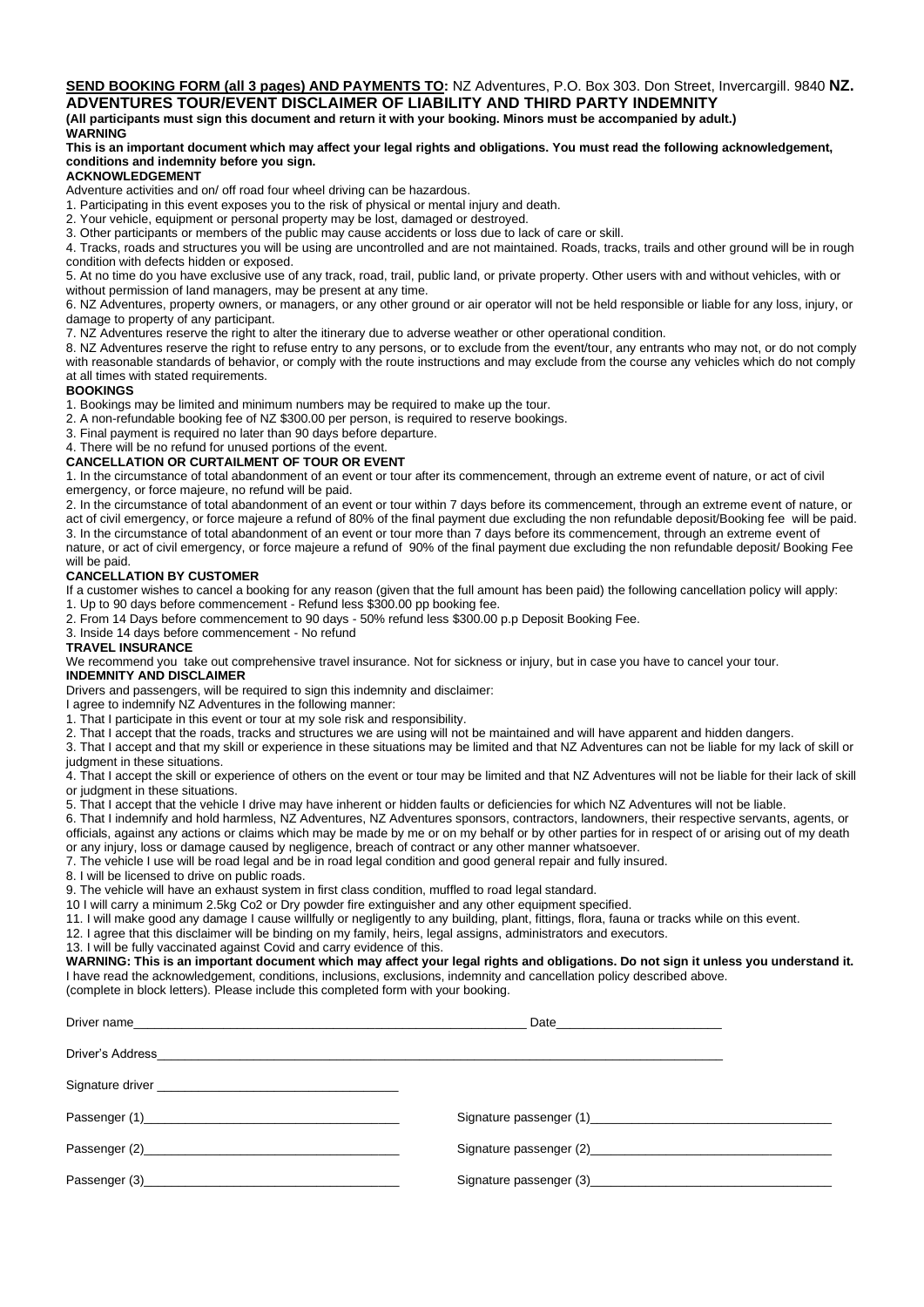**SEND BOOKING FORM (all 3 pages) AND PAYMENTS TO:** NZ Adventures, P.O. Box 303. Don Street, Invercargill. 9840 **NZ.**

## ADVENTURES TOUR/EVENT DISCLAIMER OF LIABILITY AND THIRD PARTY INDEMNITY

**(All participants must sign this document and return it with your booking. Minors must be accompanied by adult.)**

**WARNING**

**This is an important document which may affect your legal rights and obligations. You must read the following acknowledgement, conditions and indemnity before you sign.**

**ACKNOWLEDGEMENT**

Adventure activities and on/ off road four wheel driving can be hazardous.

1. Participating in this event exposes you to the risk of physical or mental injury and death.
2. Your vehicle, equipment or personal property may be lost, damaged or destroyed.
3. Other participants or members of the public may cause accidents or loss due to lack of care or skill.
4. Tracks, roads and structures you will be using are uncontrolled and are not maintained. Roads, tracks, trails and other ground will be in rough condition with defects hidden or exposed.
5. At no time do you have exclusive use of any track, road, trail, public land, or private property. Other users with and without vehicles, with or without permission of land managers, may be present at any time.
6. NZ Adventures, property owners, or managers, or any other ground or air operator will not be held responsible or liable for any loss, injury, or damage to property of any participant.
7. NZ Adventures reserve the right to alter the itinerary due to adverse weather or other operational condition.
8. NZ Adventures reserve the right to refuse entry to any persons, or to exclude from the event/tour, any entrants who may not, or do not comply with reasonable standards of behavior, or comply with the route instructions and may exclude from the course any vehicles which do not comply at all times with stated requirements.

**BOOKINGS**

1. Bookings may be limited and minimum numbers may be required to make up the tour.
2. A non-refundable booking fee of NZ $300.00 per person, is required to reserve bookings.
3. Final payment is required no later than 90 days before departure.
4. There will be no refund for unused portions of the event.

**CANCELLATION OR CURTAILMENT OF TOUR OR EVENT**

1. In the circumstance of total abandonment of an event or tour after its commencement, through an extreme event of nature, or act of civil emergency, or force majeure, no refund will be paid.
2. In the circumstance of total abandonment of an event or tour within 7 days before its commencement, through an extreme event of nature, or act of civil emergency, or force majeure a refund of 80% of the final payment due excluding the non refundable deposit/Booking fee will be paid.
3. In the circumstance of total abandonment of an event or tour more than 7 days before its commencement, through an extreme event of nature, or act of civil emergency, or force majeure a refund of 90% of the final payment due excluding the non refundable deposit/ Booking Fee will be paid.

**CANCELLATION BY CUSTOMER**

If a customer wishes to cancel a booking for any reason (given that the full amount has been paid) the following cancellation policy will apply:

1. Up to 90 days before commencement - Refund less $300.00 pp booking fee.
2. From 14 Days before commencement to 90 days - 50% refund less $300.00 p.p Deposit Booking Fee.
3. Inside 14 days before commencement - No refund

**TRAVEL INSURANCE**

We recommend you take out comprehensive travel insurance. Not for sickness or injury, but in case you have to cancel your tour.

**INDEMNITY AND DISCLAIMER**

Drivers and passengers, will be required to sign this indemnity and disclaimer:

I agree to indemnify NZ Adventures in the following manner:

1. That I participate in this event or tour at my sole risk and responsibility.
2. That I accept that the roads, tracks and structures we are using will not be maintained and will have apparent and hidden dangers.
3. That I accept and that my skill or experience in these situations may be limited and that NZ Adventures can not be liable for my lack of skill or judgment in these situations.
4. That I accept the skill or experience of others on the event or tour may be limited and that NZ Adventures will not be liable for their lack of skill or judgment in these situations.
5. That I accept that the vehicle I drive may have inherent or hidden faults or deficiencies for which NZ Adventures will not be liable.
6. That I indemnify and hold harmless, NZ Adventures, NZ Adventures sponsors, contractors, landowners, their respective servants, agents, or officials, against any actions or claims which may be made by me or on my behalf or by other parties for in respect of or arising out of my death or any injury, loss or damage caused by negligence, breach of contract or any other manner whatsoever.
7. The vehicle I use will be road legal and be in road legal condition and good general repair and fully insured.
8. I will be licensed to drive on public roads.
9. The vehicle will have an exhaust system in first class condition, muffled to road legal standard.
10. I will carry a minimum 2.5kg Co2 or Dry powder fire extinguisher and any other equipment specified.
11. I will make good any damage I cause willfully or negligently to any building, plant, fittings, flora, fauna or tracks while on this event.
12. I agree that this disclaimer will be binding on my family, heirs, legal assigns, administrators and executors.
13. I will be fully vaccinated against Covid and carry evidence of this.

**WARNING: This is an important document which may affect your legal rights and obligations. Do not sign it unless you understand it.**

I have read the acknowledgement, conditions, inclusions, exclusions, indemnity and cancellation policy described above.

(complete in block letters). Please include this completed form with your booking.

Driver name\_\_\_\_\_\_\_\_\_\_\_\_\_\_\_\_\_\_\_\_\_\_\_\_\_\_\_\_\_\_\_\_\_\_\_\_\_\_\_\_ Date\_\_\_\_\_\_\_\_\_\_\_\_\_\_\_\_\_\_\_\_

Driver's Address\_\_\_\_\_\_\_\_\_\_\_\_\_\_\_\_\_\_\_\_\_\_\_\_\_\_\_\_\_\_\_\_\_\_\_\_\_\_\_\_\_\_\_\_\_\_\_\_\_\_\_\_\_\_\_\_\_\_

Signature driver \_\_\_\_\_\_\_\_\_\_\_\_\_\_\_\_\_\_\_\_\_\_\_\_\_\_\_\_\_\_

Passenger (1)\_\_\_\_\_\_\_\_\_\_\_\_\_\_\_\_\_\_\_\_\_\_\_\_\_\_\_\_\_\_ Signature passenger (1)\_\_\_\_\_\_\_\_\_\_\_\_\_\_\_\_\_\_\_\_\_\_\_\_\_\_\_\_\_\_

Passenger (2)\_\_\_\_\_\_\_\_\_\_\_\_\_\_\_\_\_\_\_\_\_\_\_\_\_\_\_\_\_\_ Signature passenger (2)\_\_\_\_\_\_\_\_\_\_\_\_\_\_\_\_\_\_\_\_\_\_\_\_\_\_\_\_\_\_

Passenger (3)\_\_\_\_\_\_\_\_\_\_\_\_\_\_\_\_\_\_\_\_\_\_\_\_\_\_\_\_\_\_ Signature passenger (3)\_\_\_\_\_\_\_\_\_\_\_\_\_\_\_\_\_\_\_\_\_\_\_\_\_\_\_\_\_\_